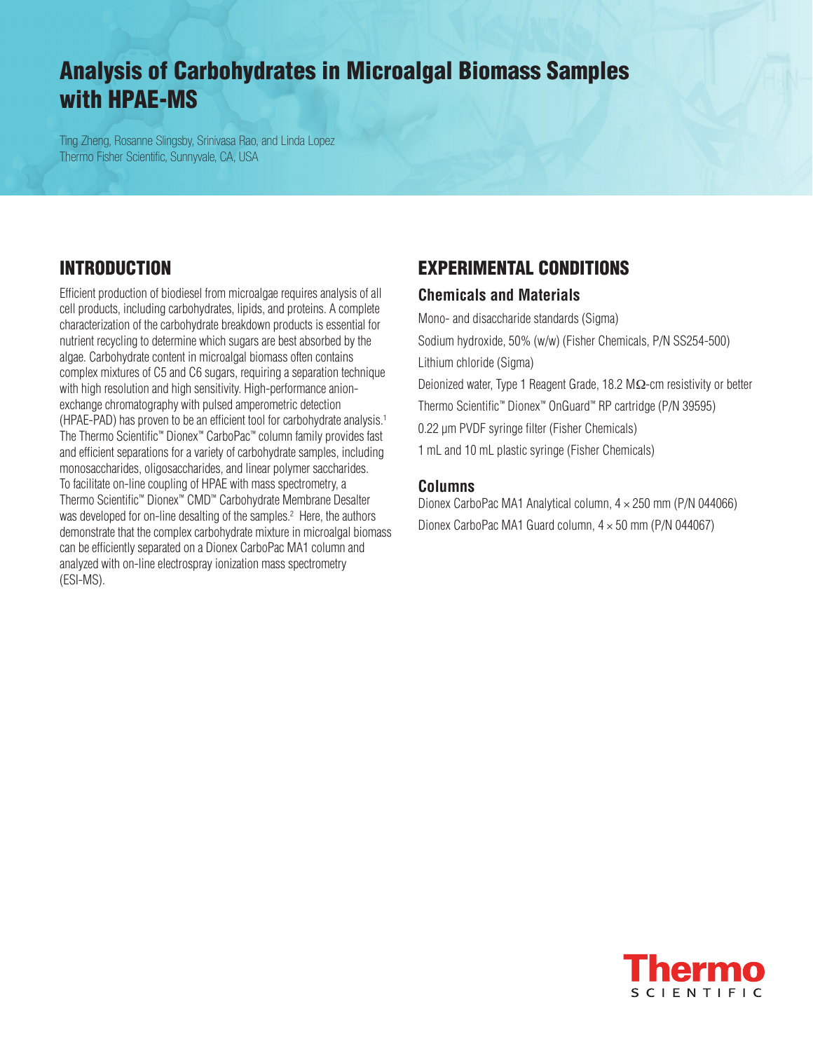# Analysis of Carbohydrates in Microalgal Biomass Samples with HPAE-MS

Ting Zheng, Rosanne Slingsby, Srinivasa Rao, and Linda Lopez
Thermo Fisher Scientific, Sunnyvale, CA, USA

## INTRODUCTION

Efficient production of biodiesel from microalgae requires analysis of all cell products, including carbohydrates, lipids, and proteins. A complete characterization of the carbohydrate breakdown products is essential for nutrient recycling to determine which sugars are best absorbed by the algae. Carbohydrate content in microalgal biomass often contains complex mixtures of C5 and C6 sugars, requiring a separation technique with high resolution and high sensitivity. High-performance anion-exchange chromatography with pulsed amperometric detection (HPAE-PAD) has proven to be an efficient tool for carbohydrate analysis.[1] The Thermo Scientific™ Dionex™ CarboPac™ column family provides fast and efficient separations for a variety of carbohydrate samples, including monosaccharides, oligosaccharides, and linear polymer saccharides. To facilitate on-line coupling of HPAE with mass spectrometry, a Thermo Scientific™ Dionex™ CMD™ Carbohydrate Membrane Desalter was developed for on-line desalting of the samples.[2] Here, the authors demonstrate that the complex carbohydrate mixture in microalgal biomass can be efficiently separated on a Dionex CarboPac MA1 column and analyzed with on-line electrospray ionization mass spectrometry (ESI-MS).

## EXPERIMENTAL CONDITIONS

### Chemicals and Materials

Mono- and disaccharide standards (Sigma)

Sodium hydroxide, 50% (w/w) (Fisher Chemicals, P/N SS254-500)

Lithium chloride (Sigma)

Deionized water, Type 1 Reagent Grade, 18.2 MΩ-cm resistivity or better

Thermo Scientific™ Dionex™ OnGuard™ RP cartridge (P/N 39595)

0.22 µm PVDF syringe filter (Fisher Chemicals)

1 mL and 10 mL plastic syringe (Fisher Chemicals)

### Columns

Dionex CarboPac MA1 Analytical column, 4 × 250 mm (P/N 044066)

Dionex CarboPac MA1 Guard column, 4 × 50 mm (P/N 044067)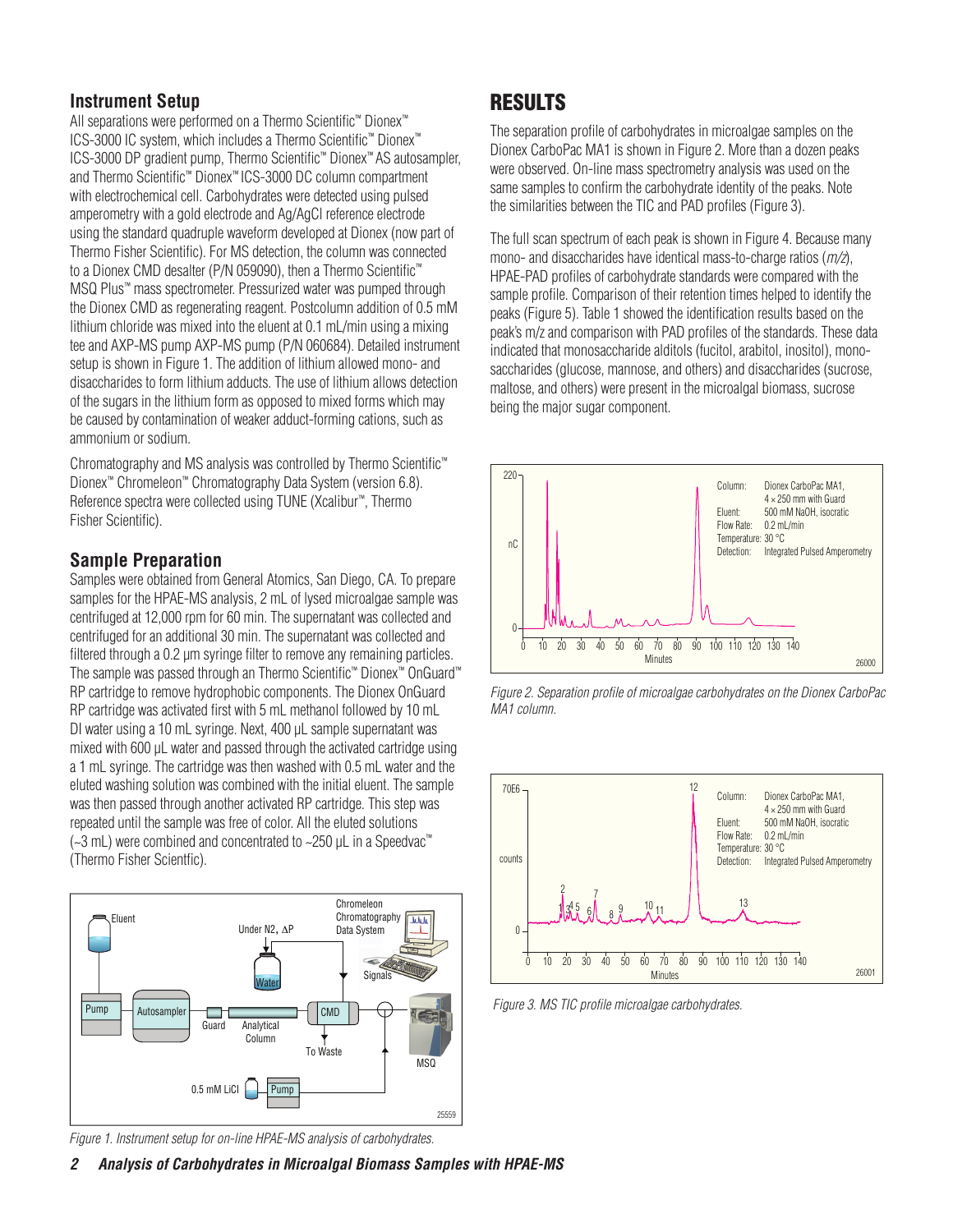## Instrument Setup

All separations were performed on a Thermo Scientific™ Dionex™ ICS-3000 IC system, which includes a Thermo Scientific™ Dionex™ ICS-3000 DP gradient pump, Thermo Scientific™ Dionex™ AS autosampler, and Thermo Scientific™ Dionex™ ICS-3000 DC column compartment with electrochemical cell. Carbohydrates were detected using pulsed amperometry with a gold electrode and Ag/AgCl reference electrode using the standard quadruple waveform developed at Dionex (now part of Thermo Fisher Scientific). For MS detection, the column was connected to a Dionex CMD desalter (P/N 059090), then a Thermo Scientific™ MSQ Plus™ mass spectrometer. Pressurized water was pumped through the Dionex CMD as regenerating reagent. Postcolumn addition of 0.5 mM lithium chloride was mixed into the eluent at 0.1 mL/min using a mixing tee and AXP-MS pump AXP-MS pump (P/N 060684). Detailed instrument setup is shown in Figure 1. The addition of lithium allowed mono- and disaccharides to form lithium adducts. The use of lithium allows detection of the sugars in the lithium form as opposed to mixed forms which may be caused by contamination of weaker adduct-forming cations, such as ammonium or sodium.

Chromatography and MS analysis was controlled by Thermo Scientific™ Dionex™ Chromeleon™ Chromatography Data System (version 6.8). Reference spectra were collected using TUNE (Xcalibur™, Thermo Fisher Scientific).

## Sample Preparation

Samples were obtained from General Atomics, San Diego, CA. To prepare samples for the HPAE-MS analysis, 2 mL of lysed microalgae sample was centrifuged at 12,000 rpm for 60 min. The supernatant was collected and centrifuged for an additional 30 min. The supernatant was collected and filtered through a 0.2 µm syringe filter to remove any remaining particles. The sample was passed through an Thermo Scientific™ Dionex™ OnGuard™ RP cartridge to remove hydrophobic components. The Dionex OnGuard RP cartridge was activated first with 5 mL methanol followed by 10 mL DI water using a 10 mL syringe. Next, 400 µL sample supernatant was mixed with 600 µL water and passed through the activated cartridge using a 1 mL syringe. The cartridge was then washed with 0.5 mL water and the eluted washing solution was combined with the initial eluent. The sample was then passed through another activated RP cartridge. This step was repeated until the sample was free of color. All the eluted solutions (~3 mL) were combined and concentrated to ~250 µL in a Speedvac™ (Thermo Fisher Scientfic).

Figure 1. Instrument setup for on-line HPAE-MS analysis of carbohydrates.

# RESULTS

The separation profile of carbohydrates in microalgae samples on the Dionex CarboPac MA1 is shown in Figure 2. More than a dozen peaks were observed. On-line mass spectrometry analysis was used on the same samples to confirm the carbohydrate identity of the peaks. Note the similarities between the TIC and PAD profiles (Figure 3).

The full scan spectrum of each peak is shown in Figure 4. Because many mono- and disaccharides have identical mass-to-charge ratios (*m/z*), HPAE-PAD profiles of carbohydrate standards were compared with the sample profile. Comparison of their retention times helped to identify the peaks (Figure 5). Table 1 showed the identification results based on the peak's m/z and comparison with PAD profiles of the standards. These data indicated that monosaccharide alditols (fucitol, arabitol, inositol), monosaccharides (glucose, mannose, and others) and disaccharides (sucrose, maltose, and others) were present in the microalgal biomass, sucrose being the major sugar component.

Figure 2. Separation profile of microalgae carbohydrates on the Dionex CarboPac MA1 column.

Figure 3. MS TIC profile microalgae carbohydrates.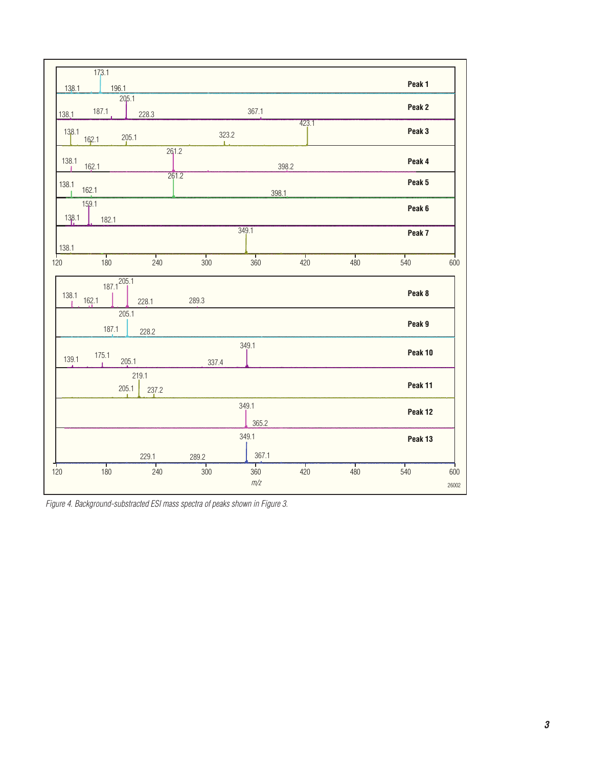*Figure 4. Background-substracted ESI mass spectra of peaks shown in Figure 3.*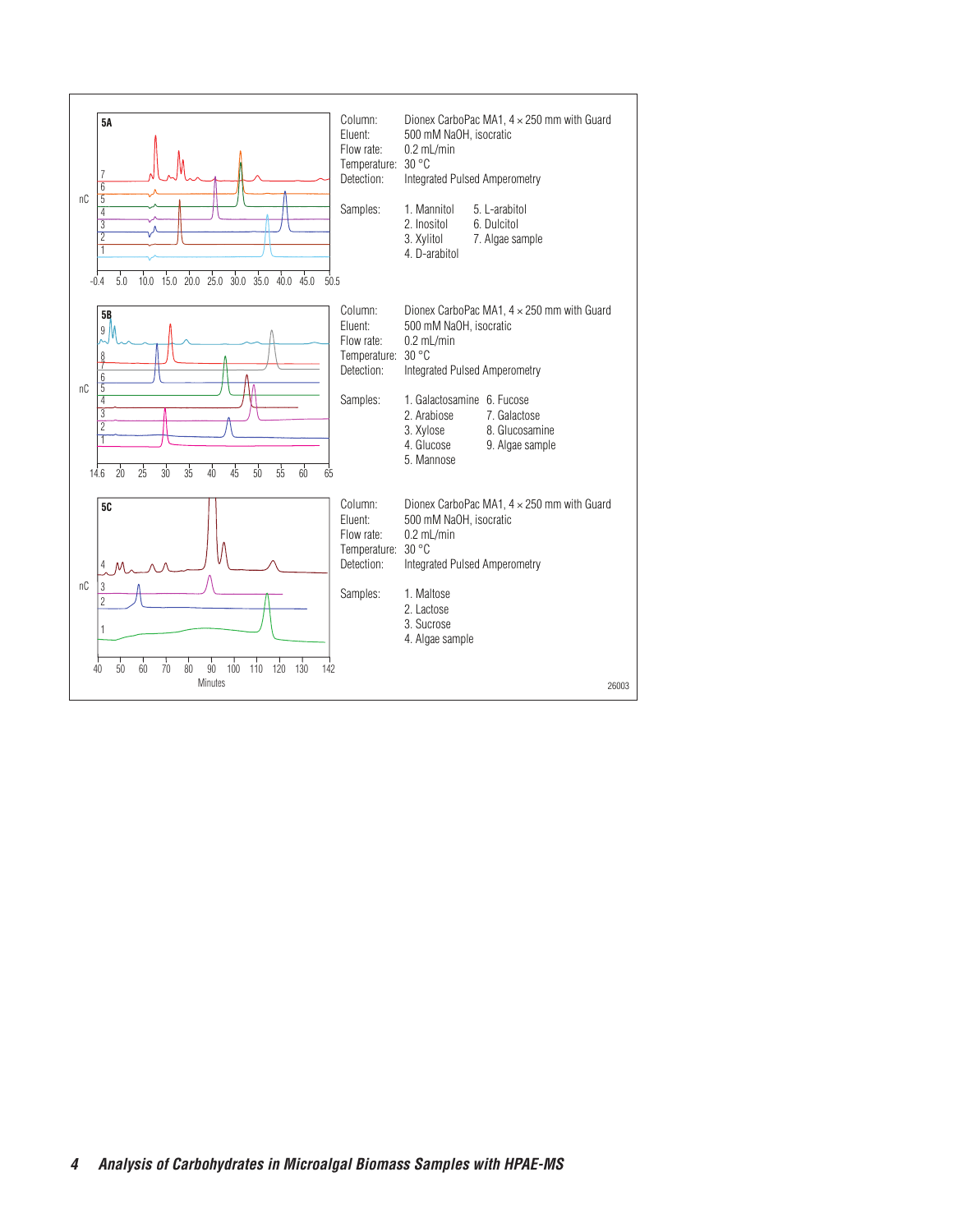**5A**

| | |
|---|---|
| Column: | Dionex CarboPac MA1, 4 × 250 mm with Guard |
| Eluent: | 500 mM NaOH, isocratic |
| Flow rate: | 0.2 mL/min |
| Temperature: | 30 °C |
| Detection: | Integrated Pulsed Amperometry |

Samples:
1. Mannitol
2. Inositol
3. Xylitol
4. D-arabitol
5. L-arabitol
6. Dulcitol
7. Algae sample

**5B**

| | |
|---|---|
| Column: | Dionex CarboPac MA1, 4 × 250 mm with Guard |
| Eluent: | 500 mM NaOH, isocratic |
| Flow rate: | 0.2 mL/min |
| Temperature: | 30 °C |
| Detection: | Integrated Pulsed Amperometry |

Samples:
1. Galactosamine
2. Arabiose
3. Xylose
4. Glucose
5. Mannose
6. Fucose
7. Galactose
8. Glucosamine
9. Algae sample

**5C**

| | |
|---|---|
| Column: | Dionex CarboPac MA1, 4 × 250 mm with Guard |
| Eluent: | 500 mM NaOH, isocratic |
| Flow rate: | 0.2 mL/min |
| Temperature: | 30 °C |
| Detection: | Integrated Pulsed Amperometry |

Samples:
1. Maltose
2. Lactose
3. Sucrose
4. Algae sample

Minutes

26003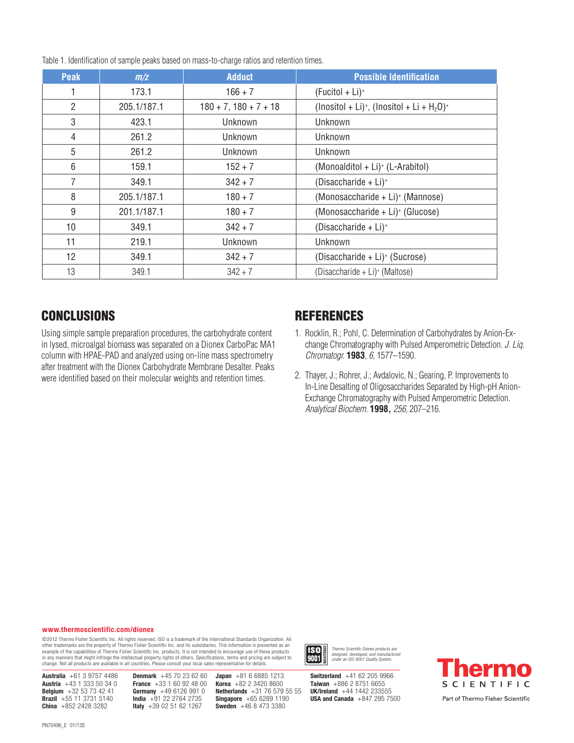Table 1. Identification of sample peaks based on mass-to-charge ratios and retention times.

| Peak | *m/z* | Adduct | Possible Identification |
|---|---|---|---|
| 1 | 173.1 | 166 + 7 | $(\text{Fucitol} + \text{Li})^+$ |
| 2 | 205.1/187.1 | 180 + 7, 180 + 7 + 18 | $(\text{Inositol} + \text{Li})^+$, $(\text{Inositol} + \text{Li} + H_2O)^+$ |
| 3 | 423.1 | Unknown | Unknown |
| 4 | 261.2 | Unknown | Unknown |
| 5 | 261.2 | Unknown | Unknown |
| 6 | 159.1 | 152 + 7 | $(\text{Monoalditol} + \text{Li})^+$ (L-Arabitol) |
| 7 | 349.1 | 342 + 7 | $(\text{Disaccharide} + \text{Li})^+$ |
| 8 | 205.1/187.1 | 180 + 7 | $(\text{Monosaccharide} + \text{Li})^+$ (Mannose) |
| 9 | 201.1/187.1 | 180 + 7 | $(\text{Monosaccharide} + \text{Li})^+$ (Glucose) |
| 10 | 349.1 | 342 + 7 | $(\text{Disaccharide} + \text{Li})^+$ |
| 11 | 219.1 | Unknown | Unknown |
| 12 | 349.1 | 342 + 7 | $(\text{Disaccharide} + \text{Li})^+$ (Sucrose) |
| 13 | 349.1 | 342 + 7 | $(\text{Disaccharide} + \text{Li})^+$ (Maltose) |

## CONCLUSIONS

Using simple sample preparation procedures, the carbohydrate content in lysed, microalgal biomass was separated on a Dionex CarboPac MA1 column with HPAE-PAD and analyzed using on-line mass spectrometry after treatment with the Dionex Carbohydrate Membrane Desalter. Peaks were identified based on their molecular weights and retention times.

## REFERENCES

1. Rocklin, R.; Pohl, C. Determination of Carbohydrates by Anion-Exchange Chromatography with Pulsed Amperometric Detection. *J. Liq. Chromatogr.* **1983**, *6*, 1577–1590.
2. Thayer, J.; Rohrer, J.; Avdalovic, N.; Gearing, P. Improvements to In-Line Desalting of Oligosaccharides Separated by High-pH Anion-Exchange Chromatography with Pulsed Amperometric Detection. *Analytical Biochem.* **1998,** *256,* 207–216.

**www.thermoscientific.com/dionex**

©2012 Thermo Fisher Scientific Inc. All rights reserved. ISO is a trademark of the International Standards Organization. All other trademarks are the property of Thermo Fisher Scientific Inc. and its subsidiaries. This information is presented as an example of the capabilities of Thermo Fisher Scientific Inc. products. It is not intended to encourage use of these products in any manners that might infringe the intellectual property rights of others. Specifications, terms and pricing are subject to change. Not all products are available in all countries. Please consult your local sales representative for details.

*Thermo Scientific Dionex products are designed, developed, and manufactured under an ISO 9001 Quality System.*

**Australia** +61 3 9757 4486
**Austria** +43 1 333 50 34 0
**Belgium** +32 53 73 42 41
**Brazil** +55 11 3731 5140
**China** +852 2428 3282
**Denmark** +45 70 23 62 60
**France** +33 1 60 92 48 00
**Germany** +49 6126 991 0
**India** +91 22 2764 2735
**Italy** +39 02 51 62 1267
**Japan** +81 6 6885 1213
**Korea** +82 2 3420 8600
**Netherlands** +31 76 579 55 55
**Singapore** +65 6289 1190
**Sweden** +46 8 473 3380
**Switzerland** +41 62 205 9966
**Taiwan** +886 2 8751 6655
**UK/Ireland** +44 1442 233555
**USA and Canada** +847 295 7500

Thermo SCIENTIFIC
Part of Thermo Fisher Scientific

PN70496_E 01/13S